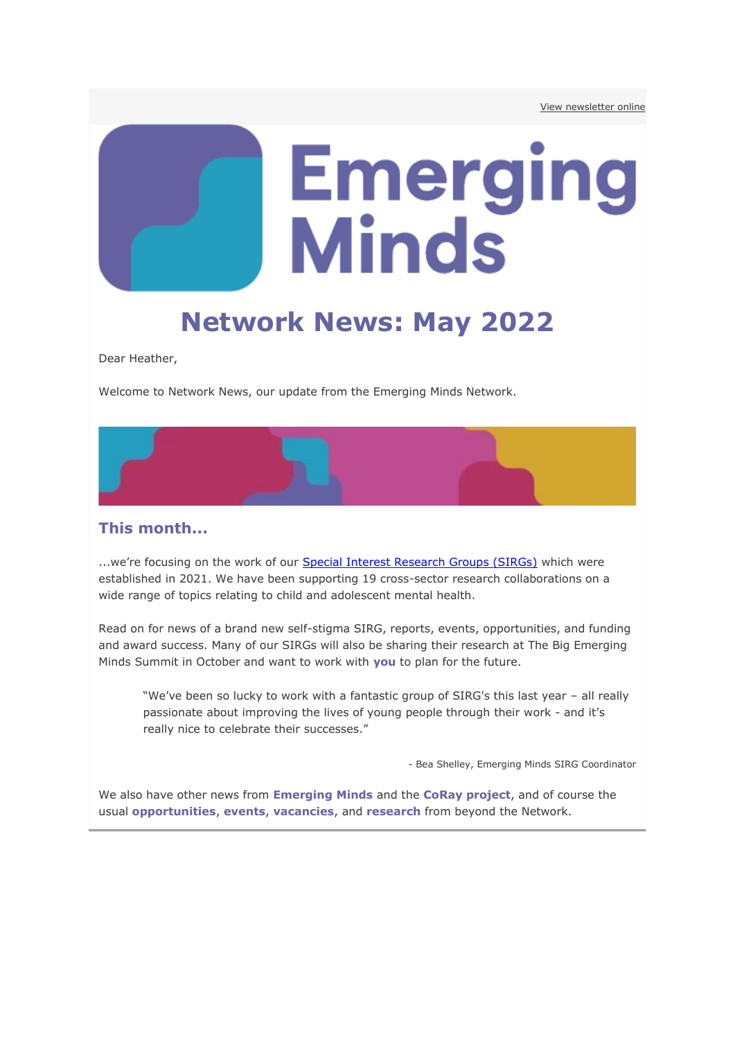View newsletter online

Emerging Minds

# Network News: May 2022

Dear Heather,

Welcome to Network News, our update from the Emerging Minds Network.

## This month...

...we're focusing on the work of our Special Interest Research Groups (SIRGs) which were established in 2021. We have been supporting 19 cross-sector research collaborations on a wide range of topics relating to child and adolescent mental health.

Read on for news of a brand new self-stigma SIRG, reports, events, opportunities, and funding and award success. Many of our SIRGs will also be sharing their research at The Big Emerging Minds Summit in October and want to work with **you** to plan for the future.

> "We've been so lucky to work with a fantastic group of SIRG's this last year – all really passionate about improving the lives of young people through their work - and it's really nice to celebrate their successes."

- Bea Shelley, Emerging Minds SIRG Coordinator

We also have other news from **Emerging Minds** and the **CoRay project**, and of course the usual **opportunities**, **events**, **vacancies**, and **research** from beyond the Network.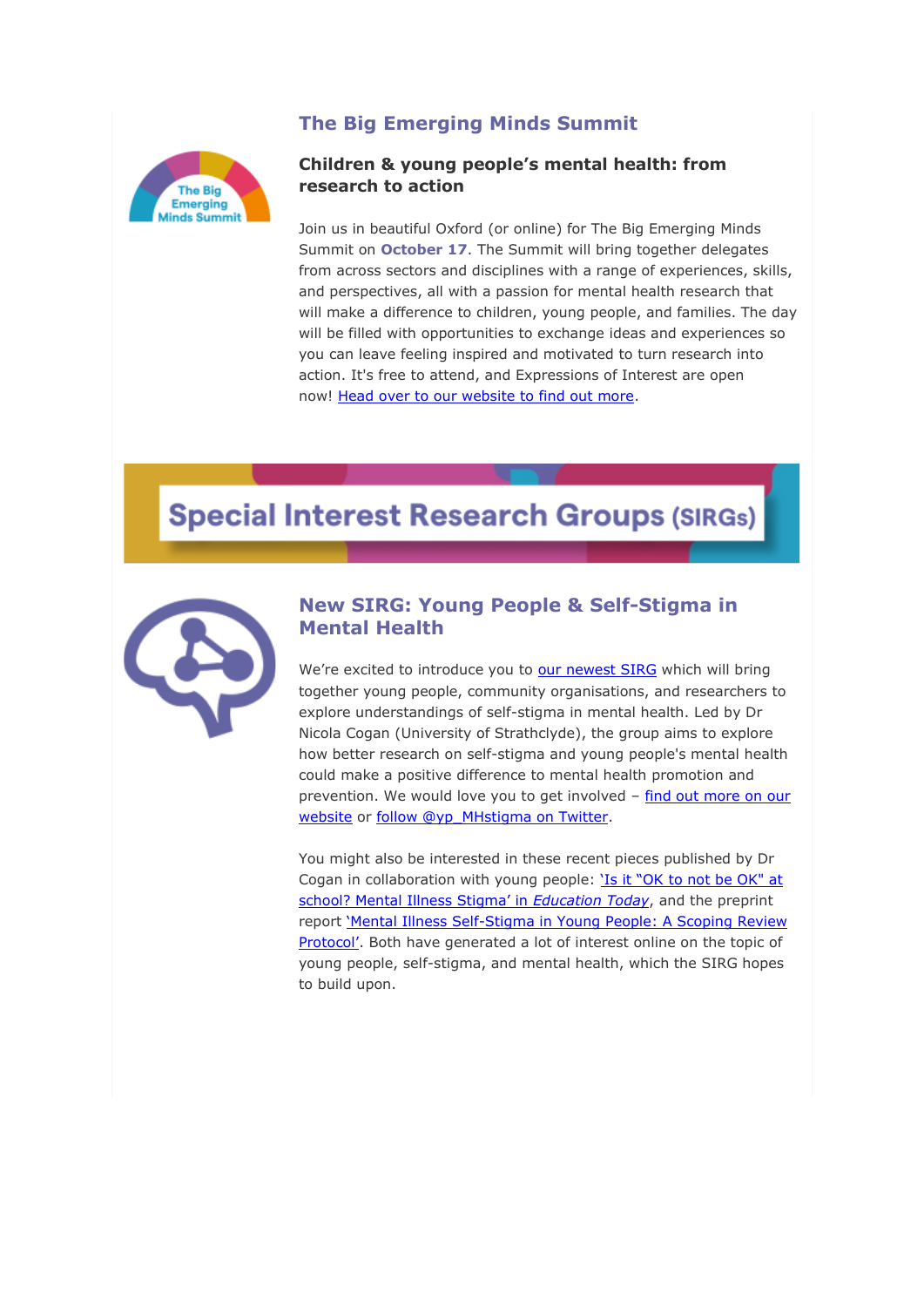## The Big Emerging Minds Summit

### Children & young people's mental health: from research to action

Join us in beautiful Oxford (or online) for The Big Emerging Minds Summit on **October 17**. The Summit will bring together delegates from across sectors and disciplines with a range of experiences, skills, and perspectives, all with a passion for mental health research that will make a difference to children, young people, and families. The day will be filled with opportunities to exchange ideas and experiences so you can leave feeling inspired and motivated to turn research into action. It's free to attend, and Expressions of Interest are open now! Head over to our website to find out more.

# Special Interest Research Groups (SIRGs)

## New SIRG: Young People & Self-Stigma in Mental Health

We're excited to introduce you to our newest SIRG which will bring together young people, community organisations, and researchers to explore understandings of self-stigma in mental health. Led by Dr Nicola Cogan (University of Strathclyde), the group aims to explore how better research on self-stigma and young people's mental health could make a positive difference to mental health promotion and prevention. We would love you to get involved – find out more on our website or follow @yp_MHstigma on Twitter.

You might also be interested in these recent pieces published by Dr Cogan in collaboration with young people: 'Is it "OK to not be OK" at school? Mental Illness Stigma' in *Education Today*, and the preprint report 'Mental Illness Self-Stigma in Young People: A Scoping Review Protocol'. Both have generated a lot of interest online on the topic of young people, self-stigma, and mental health, which the SIRG hopes to build upon.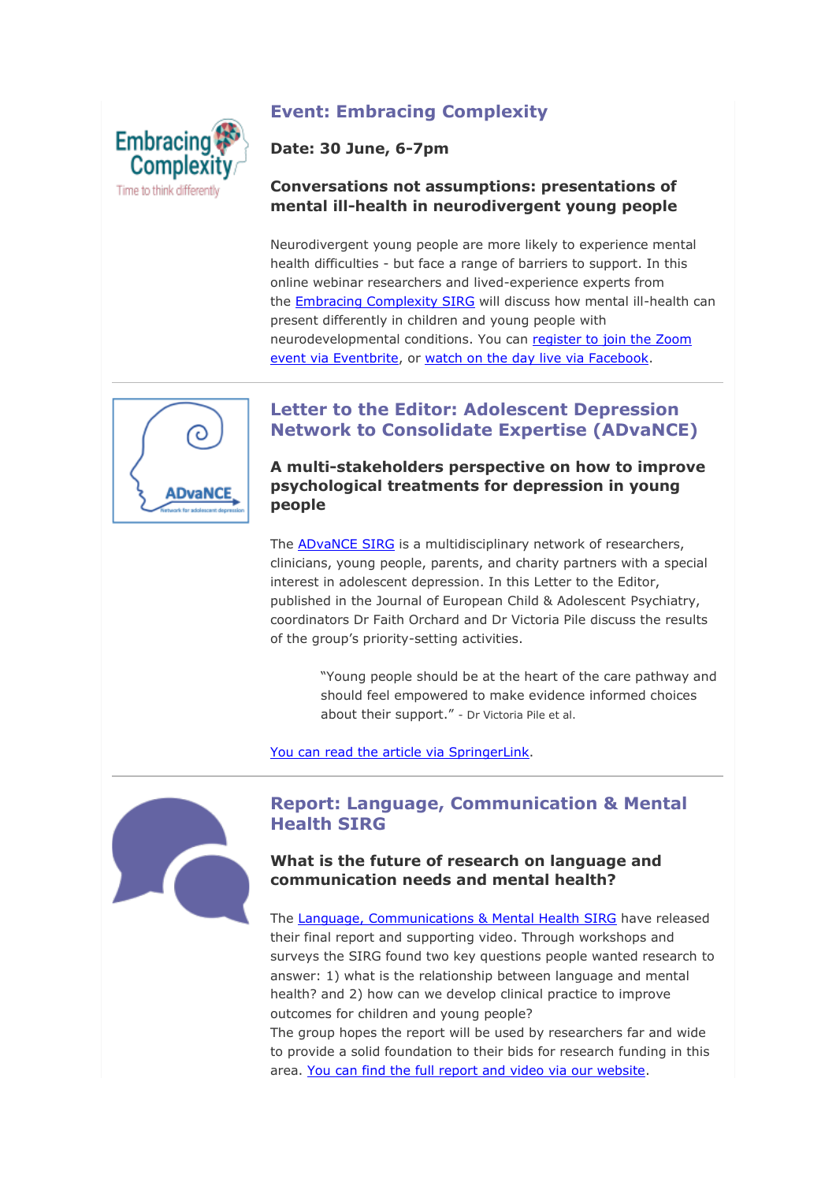## Event: Embracing Complexity

**Date: 30 June, 6-7pm**

### Conversations not assumptions: presentations of mental ill-health in neurodivergent young people

Neurodivergent young people are more likely to experience mental health difficulties - but face a range of barriers to support. In this online webinar researchers and lived-experience experts from the Embracing Complexity SIRG will discuss how mental ill-health can present differently in children and young people with neurodevelopmental conditions. You can register to join the Zoom event via Eventbrite, or watch on the day live via Facebook.

---

## Letter to the Editor: Adolescent Depression Network to Consolidate Expertise (ADvaNCE)

### A multi-stakeholders perspective on how to improve psychological treatments for depression in young people

The ADvaNCE SIRG is a multidisciplinary network of researchers, clinicians, young people, parents, and charity partners with a special interest in adolescent depression. In this Letter to the Editor, published in the Journal of European Child & Adolescent Psychiatry, coordinators Dr Faith Orchard and Dr Victoria Pile discuss the results of the group's priority-setting activities.

> "Young people should be at the heart of the care pathway and should feel empowered to make evidence informed choices about their support." - Dr Victoria Pile et al.

You can read the article via SpringerLink.

---

## Report: Language, Communication & Mental Health SIRG

### What is the future of research on language and communication needs and mental health?

The Language, Communications & Mental Health SIRG have released their final report and supporting video. Through workshops and surveys the SIRG found two key questions people wanted research to answer: 1) what is the relationship between language and mental health? and 2) how can we develop clinical practice to improve outcomes for children and young people?

The group hopes the report will be used by researchers far and wide to provide a solid foundation to their bids for research funding in this area. You can find the full report and video via our website.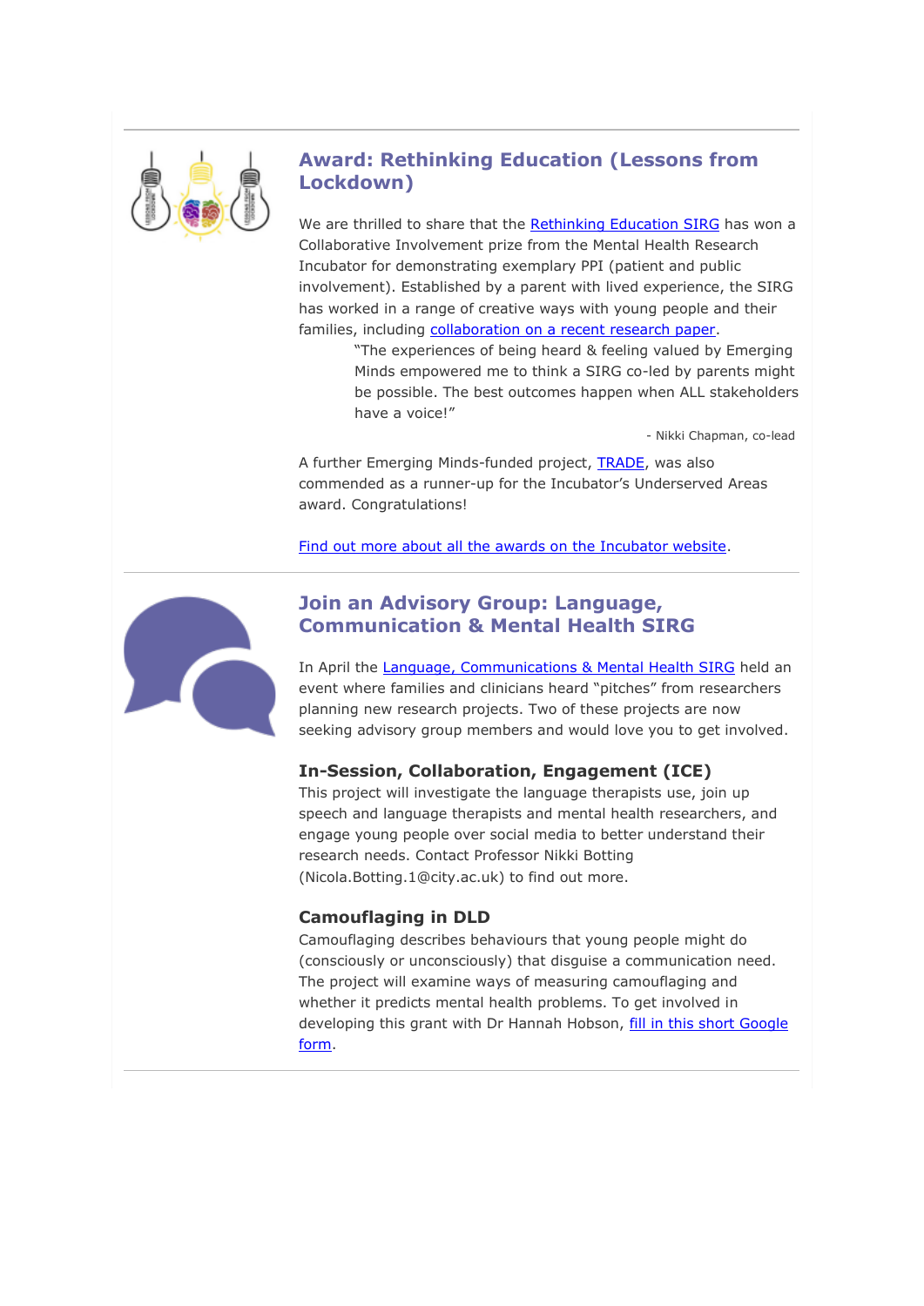## Award: Rethinking Education (Lessons from Lockdown)

We are thrilled to share that the Rethinking Education SIRG has won a Collaborative Involvement prize from the Mental Health Research Incubator for demonstrating exemplary PPI (patient and public involvement). Established by a parent with lived experience, the SIRG has worked in a range of creative ways with young people and their families, including collaboration on a recent research paper.

> "The experiences of being heard & feeling valued by Emerging Minds empowered me to think a SIRG co-led by parents might be possible. The best outcomes happen when ALL stakeholders have a voice!"
>
> - Nikki Chapman, co-lead

A further Emerging Minds-funded project, TRADE, was also commended as a runner-up for the Incubator's Underserved Areas award. Congratulations!

Find out more about all the awards on the Incubator website.

## Join an Advisory Group: Language, Communication & Mental Health SIRG

In April the Language, Communications & Mental Health SIRG held an event where families and clinicians heard "pitches" from researchers planning new research projects. Two of these projects are now seeking advisory group members and would love you to get involved.

### In-Session, Collaboration, Engagement (ICE)

This project will investigate the language therapists use, join up speech and language therapists and mental health researchers, and engage young people over social media to better understand their research needs. Contact Professor Nikki Botting (Nicola.Botting.1@city.ac.uk) to find out more.

### Camouflaging in DLD

Camouflaging describes behaviours that young people might do (consciously or unconsciously) that disguise a communication need. The project will examine ways of measuring camouflaging and whether it predicts mental health problems. To get involved in developing this grant with Dr Hannah Hobson, fill in this short Google form.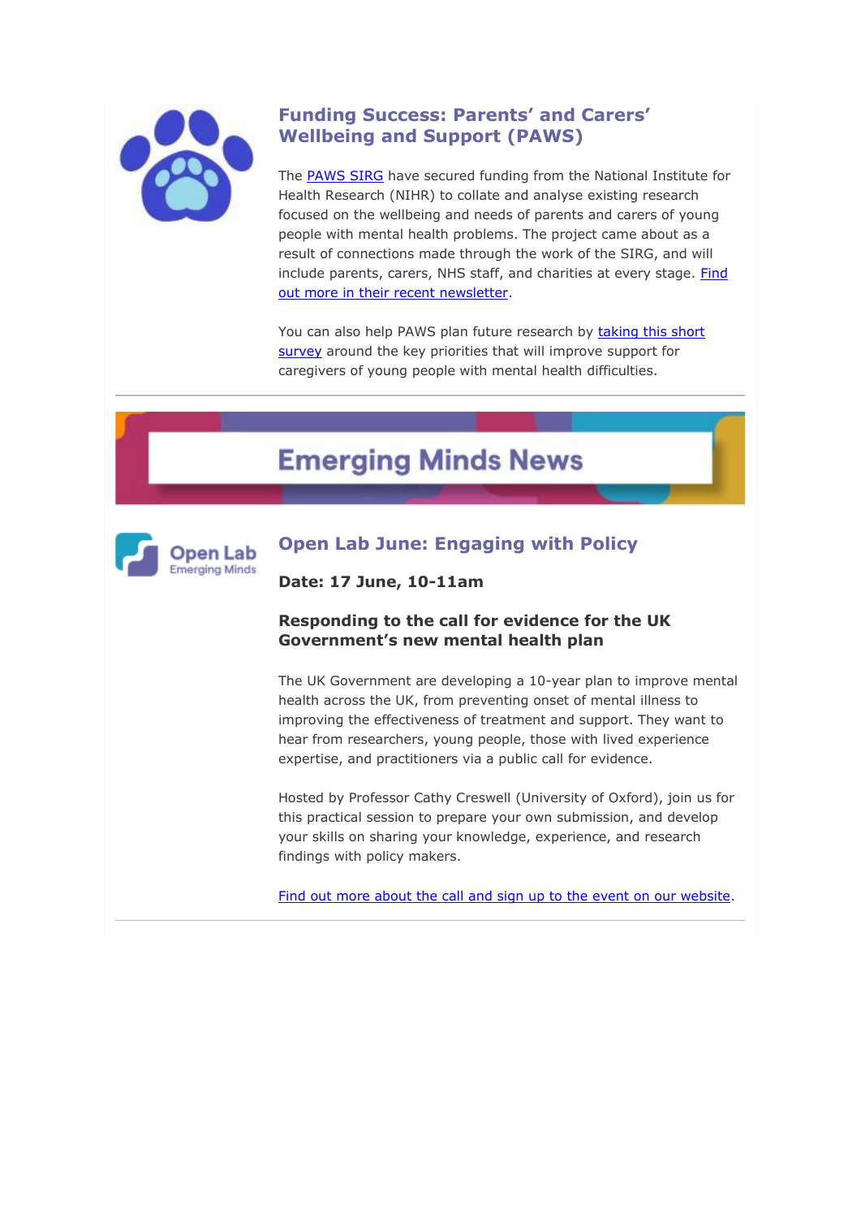## Funding Success: Parents' and Carers' Wellbeing and Support (PAWS)

The PAWS SIRG have secured funding from the National Institute for Health Research (NIHR) to collate and analyse existing research focused on the wellbeing and needs of parents and carers of young people with mental health problems. The project came about as a result of connections made through the work of the SIRG, and will include parents, carers, NHS staff, and charities at every stage. Find out more in their recent newsletter.

You can also help PAWS plan future research by taking this short survey around the key priorities that will improve support for caregivers of young people with mental health difficulties.

---

# Emerging Minds News

Open Lab
Emerging Minds

## Open Lab June: Engaging with Policy

**Date: 17 June, 10-11am**

**Responding to the call for evidence for the UK Government's new mental health plan**

The UK Government are developing a 10-year plan to improve mental health across the UK, from preventing onset of mental illness to improving the effectiveness of treatment and support. They want to hear from researchers, young people, those with lived experience expertise, and practitioners via a public call for evidence.

Hosted by Professor Cathy Creswell (University of Oxford), join us for this practical session to prepare your own submission, and develop your skills on sharing your knowledge, experience, and research findings with policy makers.

Find out more about the call and sign up to the event on our website.

---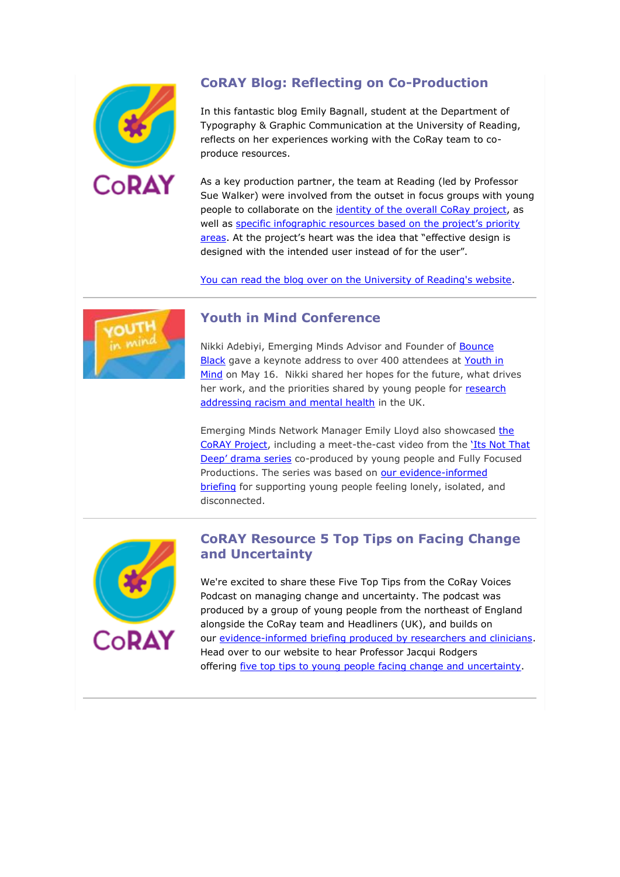## CoRAY Blog: Reflecting on Co-Production

In this fantastic blog Emily Bagnall, student at the Department of Typography & Graphic Communication at the University of Reading, reflects on her experiences working with the CoRay team to co-produce resources.

As a key production partner, the team at Reading (led by Professor Sue Walker) were involved from the outset in focus groups with young people to collaborate on the identity of the overall CoRay project, as well as specific infographic resources based on the project's priority areas. At the project's heart was the idea that "effective design is designed with the intended user instead of for the user".

You can read the blog over on the University of Reading's website.

---

## Youth in Mind Conference

Nikki Adebiyi, Emerging Minds Advisor and Founder of Bounce Black gave a keynote address to over 400 attendees at Youth in Mind on May 16. Nikki shared her hopes for the future, what drives her work, and the priorities shared by young people for research addressing racism and mental health in the UK.

Emerging Minds Network Manager Emily Lloyd also showcased the CoRAY Project, including a meet-the-cast video from the 'Its Not That Deep' drama series co-produced by young people and Fully Focused Productions. The series was based on our evidence-informed briefing for supporting young people feeling lonely, isolated, and disconnected.

---

## CoRAY Resource 5 Top Tips on Facing Change and Uncertainty

We're excited to share these Five Top Tips from the CoRay Voices Podcast on managing change and uncertainty. The podcast was produced by a group of young people from the northeast of England alongside the CoRay team and Headliners (UK), and builds on our evidence-informed briefing produced by researchers and clinicians. Head over to our website to hear Professor Jacqui Rodgers offering five top tips to young people facing change and uncertainty.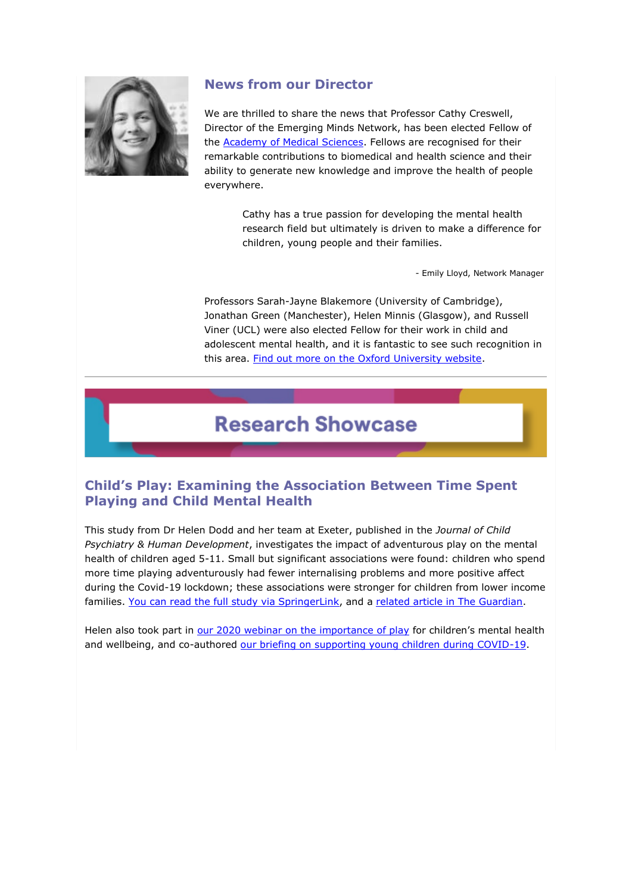## News from our Director

We are thrilled to share the news that Professor Cathy Creswell, Director of the Emerging Minds Network, has been elected Fellow of the Academy of Medical Sciences. Fellows are recognised for their remarkable contributions to biomedical and health science and their ability to generate new knowledge and improve the health of people everywhere.

> Cathy has a true passion for developing the mental health research field but ultimately is driven to make a difference for children, young people and their families.
>
> - Emily Lloyd, Network Manager

Professors Sarah-Jayne Blakemore (University of Cambridge), Jonathan Green (Manchester), Helen Minnis (Glasgow), and Russell Viner (UCL) were also elected Fellow for their work in child and adolescent mental health, and it is fantastic to see such recognition in this area. Find out more on the Oxford University website.

---

# Research Showcase

## Child's Play: Examining the Association Between Time Spent Playing and Child Mental Health

This study from Dr Helen Dodd and her team at Exeter, published in the *Journal of Child Psychiatry & Human Development*, investigates the impact of adventurous play on the mental health of children aged 5-11. Small but significant associations were found: children who spend more time playing adventurously had fewer internalising problems and more positive affect during the Covid-19 lockdown; these associations were stronger for children from lower income families. You can read the full study via SpringerLink, and a related article in The Guardian.

Helen also took part in our 2020 webinar on the importance of play for children's mental health and wellbeing, and co-authored our briefing on supporting young children during COVID-19.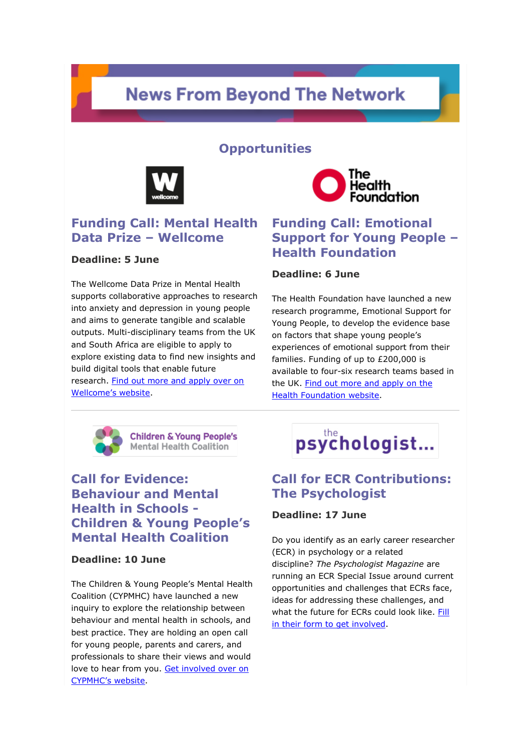# News From Beyond The Network

## Opportunities

### Funding Call: Mental Health Data Prize – Wellcome

**Deadline: 5 June**

The Wellcome Data Prize in Mental Health supports collaborative approaches to research into anxiety and depression in young people and aims to generate tangible and scalable outputs. Multi-disciplinary teams from the UK and South Africa are eligible to apply to explore existing data to find new insights and build digital tools that enable future research. Find out more and apply over on Wellcome's website.

### Funding Call: Emotional Support for Young People – Health Foundation

**Deadline: 6 June**

The Health Foundation have launched a new research programme, Emotional Support for Young People, to develop the evidence base on factors that shape young people's experiences of emotional support from their families. Funding of up to £200,000 is available to four-six research teams based in the UK. Find out more and apply on the Health Foundation website.

---

### Call for Evidence: Behaviour and Mental Health in Schools - Children & Young People's Mental Health Coalition

**Deadline: 10 June**

The Children & Young People's Mental Health Coalition (CYPMHC) have launched a new inquiry to explore the relationship between behaviour and mental health in schools, and best practice. They are holding an open call for young people, parents and carers, and professionals to share their views and would love to hear from you. Get involved over on CYPMHC's website.

### Call for ECR Contributions: The Psychologist

**Deadline: 17 June**

Do you identify as an early career researcher (ECR) in psychology or a related discipline? *The Psychologist Magazine* are running an ECR Special Issue around current opportunities and challenges that ECRs face, ideas for addressing these challenges, and what the future for ECRs could look like. Fill in their form to get involved.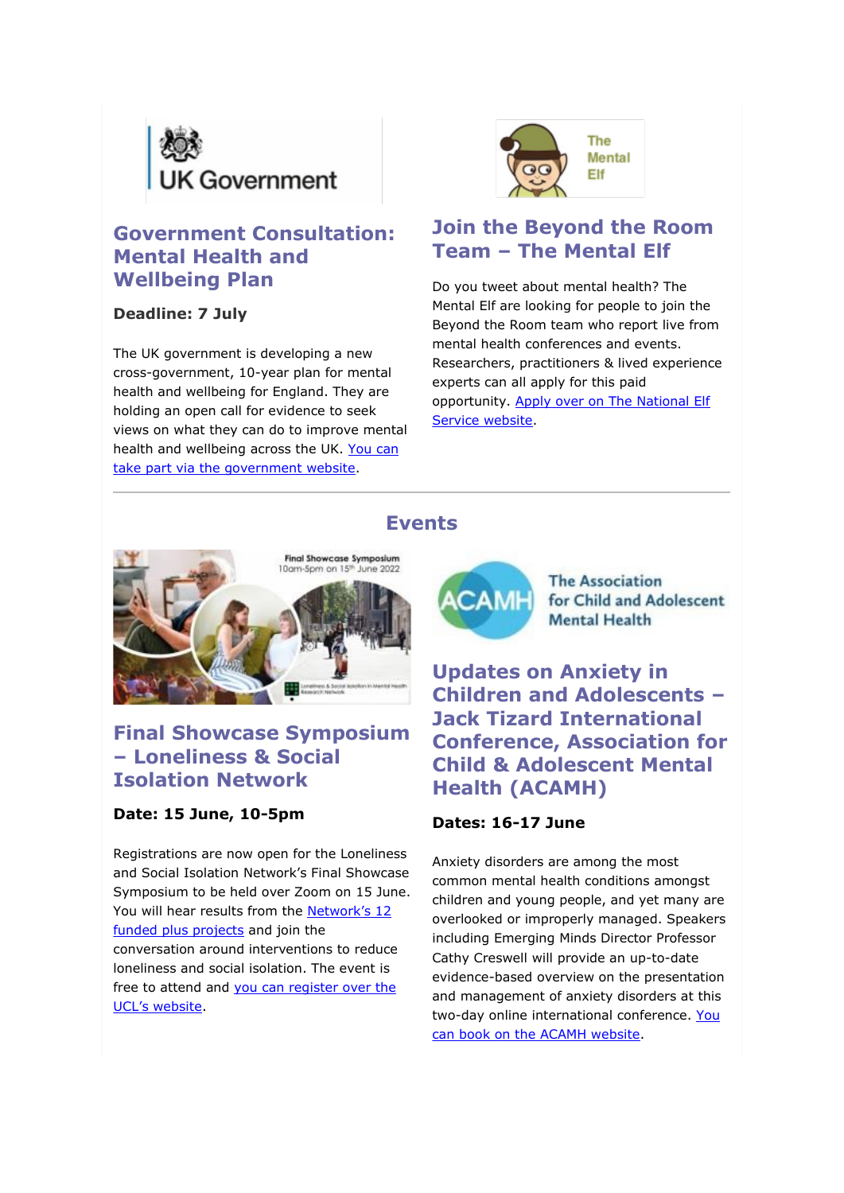## Government Consultation: Mental Health and Wellbeing Plan

**Deadline: 7 July**

The UK government is developing a new cross-government, 10-year plan for mental health and wellbeing for England. They are holding an open call for evidence to seek views on what they can do to improve mental health and wellbeing across the UK. You can take part via the government website.

## Join the Beyond the Room Team – The Mental Elf

Do you tweet about mental health? The Mental Elf are looking for people to join the Beyond the Room team who report live from mental health conferences and events. Researchers, practitioners & lived experience experts can all apply for this paid opportunity. Apply over on The National Elf Service website.

# Events

## Final Showcase Symposium – Loneliness & Social Isolation Network

**Date: 15 June, 10-5pm**

Registrations are now open for the Loneliness and Social Isolation Network's Final Showcase Symposium to be held over Zoom on 15 June. You will hear results from the Network's 12 funded plus projects and join the conversation around interventions to reduce loneliness and social isolation. The event is free to attend and you can register over the UCL's website.

## Updates on Anxiety in Children and Adolescents – Jack Tizard International Conference, Association for Child & Adolescent Mental Health (ACAMH)

**Dates: 16-17 June**

Anxiety disorders are among the most common mental health conditions amongst children and young people, and yet many are overlooked or improperly managed. Speakers including Emerging Minds Director Professor Cathy Creswell will provide an up-to-date evidence-based overview on the presentation and management of anxiety disorders at this two-day online international conference. You can book on the ACAMH website.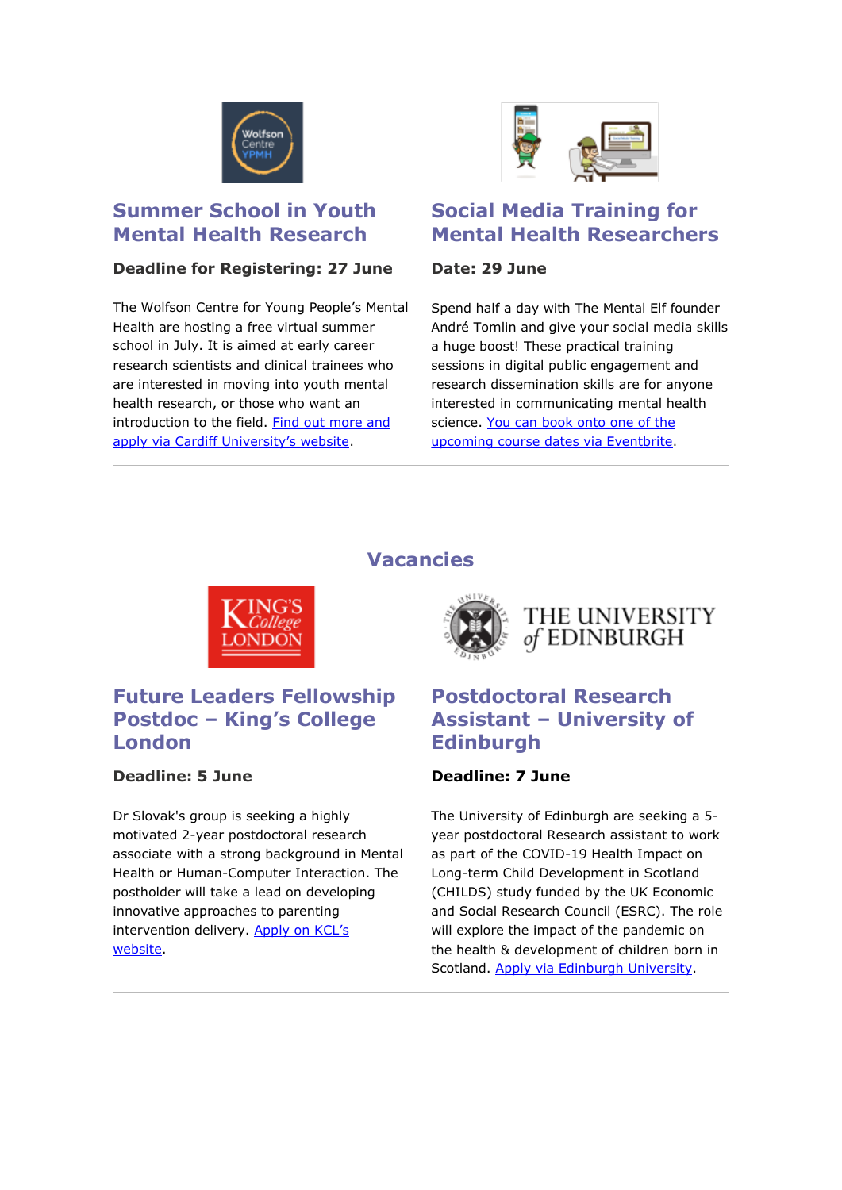## Summer School in Youth Mental Health Research

**Deadline for Registering: 27 June**

The Wolfson Centre for Young People's Mental Health are hosting a free virtual summer school in July. It is aimed at early career research scientists and clinical trainees who are interested in moving into youth mental health research, or those who want an introduction to the field. Find out more and apply via Cardiff University's website.

## Social Media Training for Mental Health Researchers

**Date: 29 June**

Spend half a day with The Mental Elf founder André Tomlin and give your social media skills a huge boost! These practical training sessions in digital public engagement and research dissemination skills are for anyone interested in communicating mental health science. You can book onto one of the upcoming course dates via Eventbrite.

---

# Vacancies

## Future Leaders Fellowship Postdoc – King's College London

**Deadline: 5 June**

Dr Slovak's group is seeking a highly motivated 2-year postdoctoral research associate with a strong background in Mental Health or Human-Computer Interaction. The postholder will take a lead on developing innovative approaches to parenting intervention delivery. Apply on KCL's website.

## Postdoctoral Research Assistant – University of Edinburgh

**Deadline: 7 June**

The University of Edinburgh are seeking a 5-year postdoctoral Research assistant to work as part of the COVID-19 Health Impact on Long-term Child Development in Scotland (CHILDS) study funded by the UK Economic and Social Research Council (ESRC). The role will explore the impact of the pandemic on the health & development of children born in Scotland. Apply via Edinburgh University.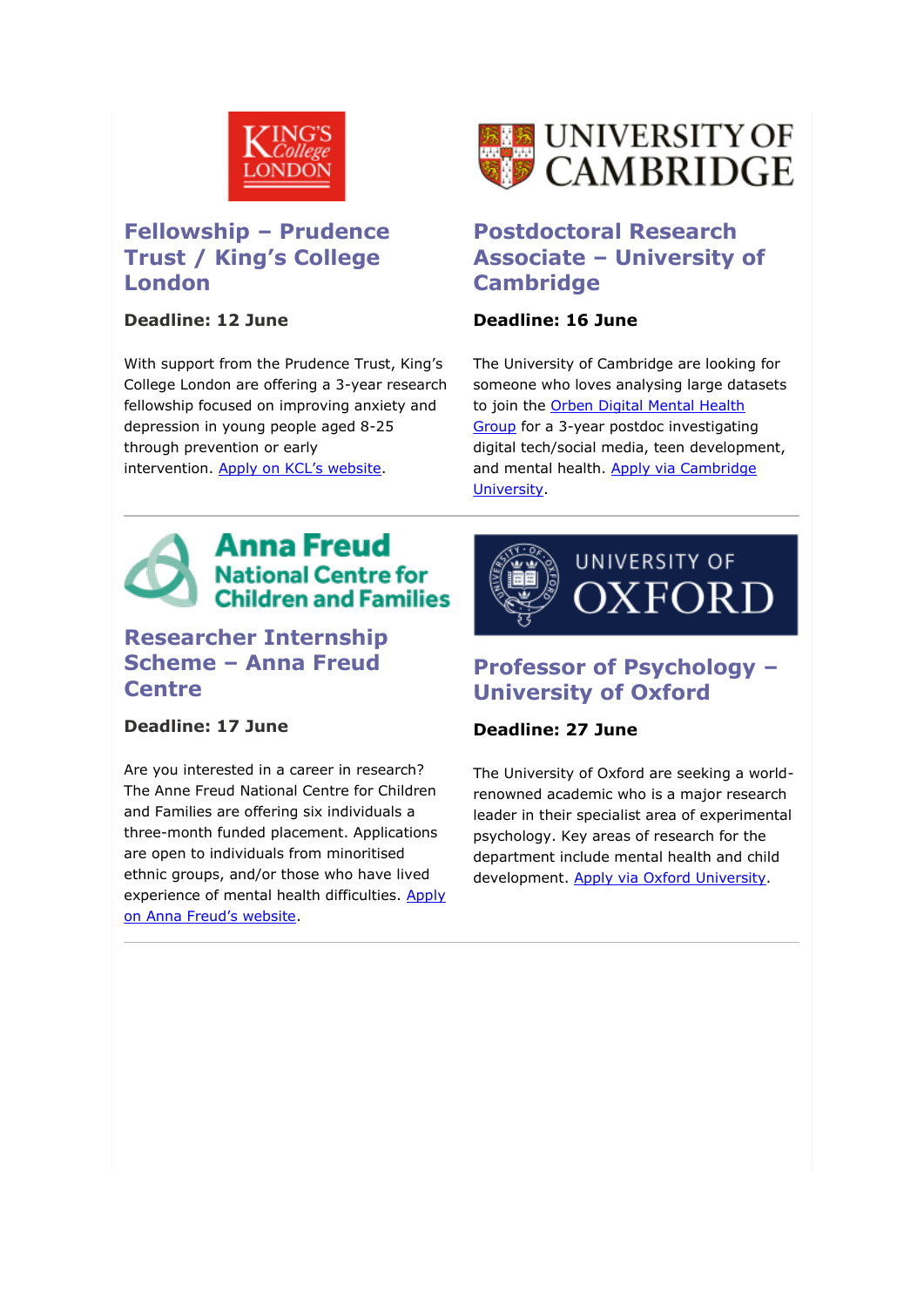## Fellowship – Prudence Trust / King's College London

**Deadline: 12 June**

With support from the Prudence Trust, King's College London are offering a 3-year research fellowship focused on improving anxiety and depression in young people aged 8-25 through prevention or early intervention. Apply on KCL's website.

## Postdoctoral Research Associate – University of Cambridge

**Deadline: 16 June**

The University of Cambridge are looking for someone who loves analysing large datasets to join the Orben Digital Mental Health Group for a 3-year postdoc investigating digital tech/social media, teen development, and mental health. Apply via Cambridge University.

## Researcher Internship Scheme – Anna Freud Centre

**Deadline: 17 June**

Are you interested in a career in research? The Anne Freud National Centre for Children and Families are offering six individuals a three-month funded placement. Applications are open to individuals from minoritised ethnic groups, and/or those who have lived experience of mental health difficulties. Apply on Anna Freud's website.

## Professor of Psychology – University of Oxford

**Deadline: 27 June**

The University of Oxford are seeking a world-renowned academic who is a major research leader in their specialist area of experimental psychology. Key areas of research for the department include mental health and child development. Apply via Oxford University.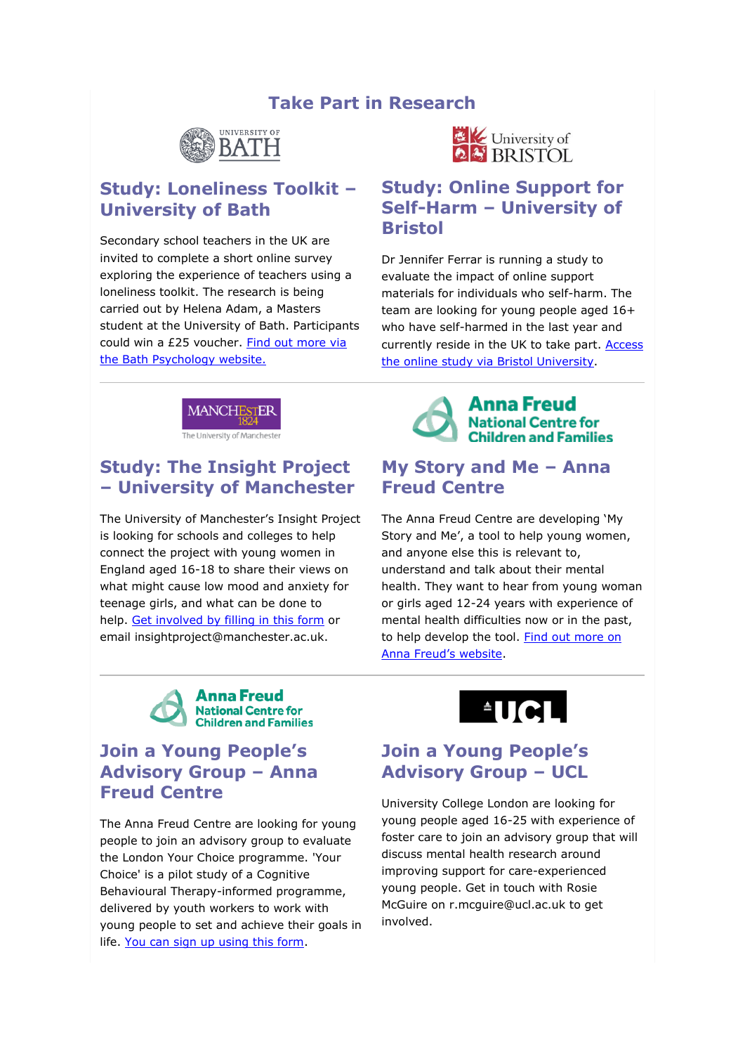# Take Part in Research

## Study: Loneliness Toolkit – University of Bath

Secondary school teachers in the UK are invited to complete a short online survey exploring the experience of teachers using a loneliness toolkit. The research is being carried out by Helena Adam, a Masters student at the University of Bath. Participants could win a £25 voucher. Find out more via the Bath Psychology website.

## Study: Online Support for Self-Harm – University of Bristol

Dr Jennifer Ferrar is running a study to evaluate the impact of online support materials for individuals who self-harm. The team are looking for young people aged 16+ who have self-harmed in the last year and currently reside in the UK to take part. Access the online study via Bristol University.

## Study: The Insight Project – University of Manchester

The University of Manchester's Insight Project is looking for schools and colleges to help connect the project with young women in England aged 16-18 to share their views on what might cause low mood and anxiety for teenage girls, and what can be done to help. Get involved by filling in this form or email insightproject@manchester.ac.uk.

## My Story and Me – Anna Freud Centre

The Anna Freud Centre are developing 'My Story and Me', a tool to help young women, and anyone else this is relevant to, understand and talk about their mental health. They want to hear from young woman or girls aged 12-24 years with experience of mental health difficulties now or in the past, to help develop the tool. Find out more on Anna Freud's website.

## Join a Young People's Advisory Group – Anna Freud Centre

The Anna Freud Centre are looking for young people to join an advisory group to evaluate the London Your Choice programme. 'Your Choice' is a pilot study of a Cognitive Behavioural Therapy-informed programme, delivered by youth workers to work with young people to set and achieve their goals in life. You can sign up using this form.

## Join a Young People's Advisory Group – UCL

University College London are looking for young people aged 16-25 with experience of foster care to join an advisory group that will discuss mental health research around improving support for care-experienced young people. Get in touch with Rosie McGuire on r.mcguire@ucl.ac.uk to get involved.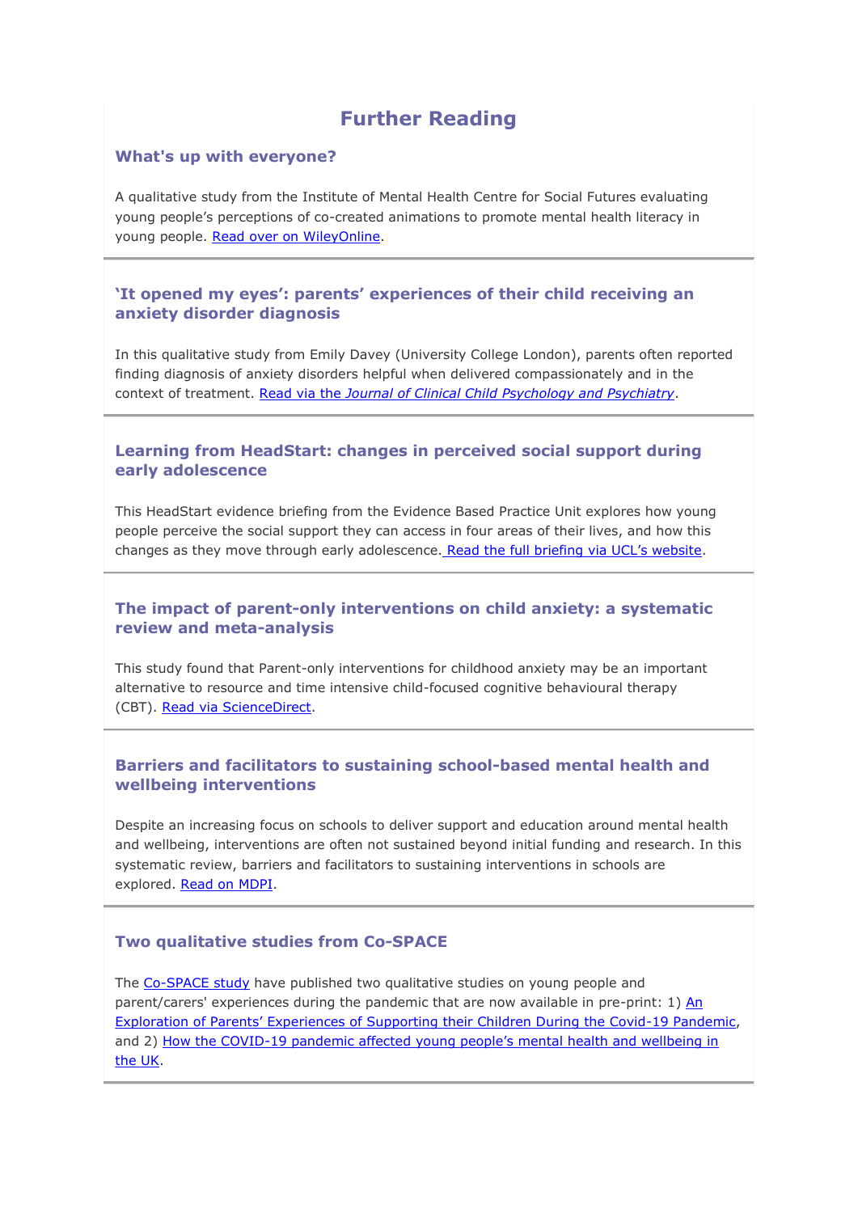# Further Reading

### What's up with everyone?

A qualitative study from the Institute of Mental Health Centre for Social Futures evaluating young people's perceptions of co-created animations to promote mental health literacy in young people. Read over on WileyOnline.

---

### 'It opened my eyes': parents' experiences of their child receiving an anxiety disorder diagnosis

In this qualitative study from Emily Davey (University College London), parents often reported finding diagnosis of anxiety disorders helpful when delivered compassionately and in the context of treatment. Read via the *Journal of Clinical Child Psychology and Psychiatry*.

---

### Learning from HeadStart: changes in perceived social support during early adolescence

This HeadStart evidence briefing from the Evidence Based Practice Unit explores how young people perceive the social support they can access in four areas of their lives, and how this changes as they move through early adolescence. Read the full briefing via UCL's website.

---

### The impact of parent-only interventions on child anxiety: a systematic review and meta-analysis

This study found that Parent-only interventions for childhood anxiety may be an important alternative to resource and time intensive child-focused cognitive behavioural therapy (CBT). Read via ScienceDirect.

---

### Barriers and facilitators to sustaining school-based mental health and wellbeing interventions

Despite an increasing focus on schools to deliver support and education around mental health and wellbeing, interventions are often not sustained beyond initial funding and research. In this systematic review, barriers and facilitators to sustaining interventions in schools are explored. Read on MDPI.

---

### Two qualitative studies from Co-SPACE

The Co-SPACE study have published two qualitative studies on young people and parent/carers' experiences during the pandemic that are now available in pre-print: 1) An Exploration of Parents' Experiences of Supporting their Children During the Covid-19 Pandemic, and 2) How the COVID-19 pandemic affected young people's mental health and wellbeing in the UK.

---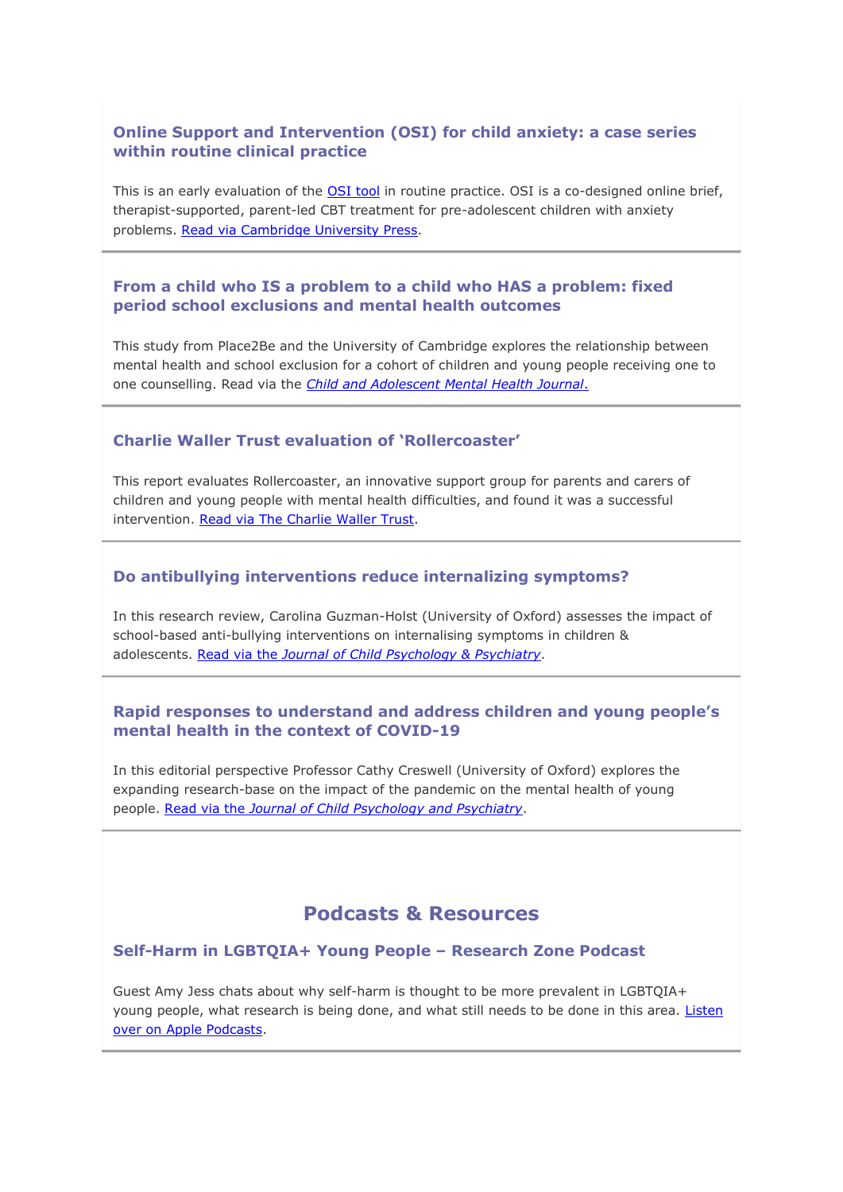### Online Support and Intervention (OSI) for child anxiety: a case series within routine clinical practice

This is an early evaluation of the OSI tool in routine practice. OSI is a co-designed online brief, therapist-supported, parent-led CBT treatment for pre-adolescent children with anxiety problems. Read via Cambridge University Press.

---

### From a child who IS a problem to a child who HAS a problem: fixed period school exclusions and mental health outcomes

This study from Place2Be and the University of Cambridge explores the relationship between mental health and school exclusion for a cohort of children and young people receiving one to one counselling. Read via the *Child and Adolescent Mental Health Journal*.

---

### Charlie Waller Trust evaluation of 'Rollercoaster'

This report evaluates Rollercoaster, an innovative support group for parents and carers of children and young people with mental health difficulties, and found it was a successful intervention. Read via The Charlie Waller Trust.

---

### Do antibullying interventions reduce internalizing symptoms?

In this research review, Carolina Guzman-Holst (University of Oxford) assesses the impact of school-based anti-bullying interventions on internalising symptoms in children & adolescents. Read via the *Journal of Child Psychology & Psychiatry*.

---

### Rapid responses to understand and address children and young people's mental health in the context of COVID-19

In this editorial perspective Professor Cathy Creswell (University of Oxford) explores the expanding research-base on the impact of the pandemic on the mental health of young people. Read via the *Journal of Child Psychology and Psychiatry*.

---

## Podcasts & Resources

### Self-Harm in LGBTQIA+ Young People – Research Zone Podcast

Guest Amy Jess chats about why self-harm is thought to be more prevalent in LGBTQIA+ young people, what research is being done, and what still needs to be done in this area. Listen over on Apple Podcasts.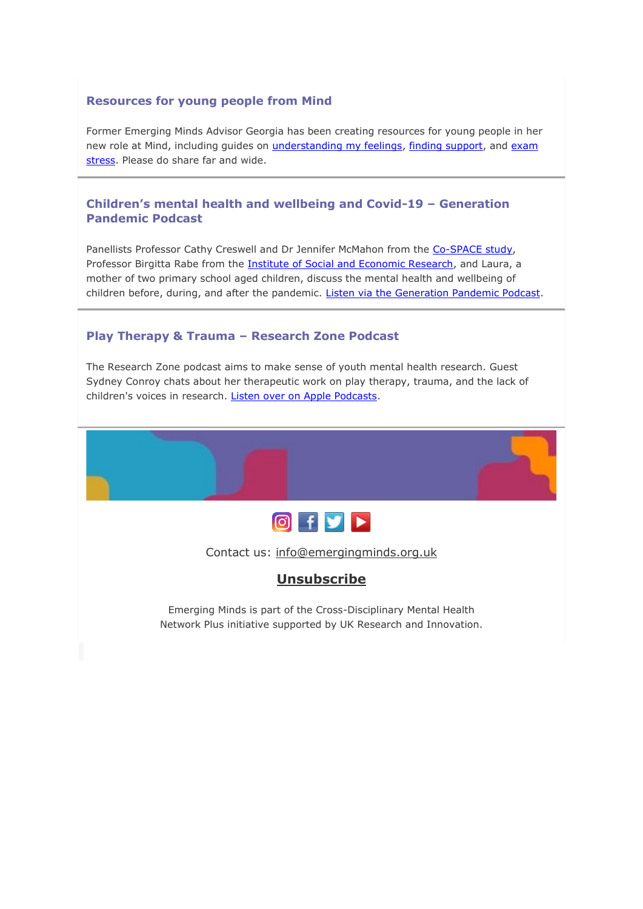### Resources for young people from Mind

Former Emerging Minds Advisor Georgia has been creating resources for young people in her new role at Mind, including guides on understanding my feelings, finding support, and exam stress. Please do share far and wide.

---

### Children's mental health and wellbeing and Covid-19 – Generation Pandemic Podcast

Panellists Professor Cathy Creswell and Dr Jennifer McMahon from the Co-SPACE study, Professor Birgitta Rabe from the Institute of Social and Economic Research, and Laura, a mother of two primary school aged children, discuss the mental health and wellbeing of children before, during, and after the pandemic. Listen via the Generation Pandemic Podcast.

---

### Play Therapy & Trauma – Research Zone Podcast

The Research Zone podcast aims to make sense of youth mental health research. Guest Sydney Conroy chats about her therapeutic work on play therapy, trauma, and the lack of children's voices in research. Listen over on Apple Podcasts.

---

Contact us: info@emergingminds.org.uk

**Unsubscribe**

Emerging Minds is part of the Cross-Disciplinary Mental Health Network Plus initiative supported by UK Research and Innovation.